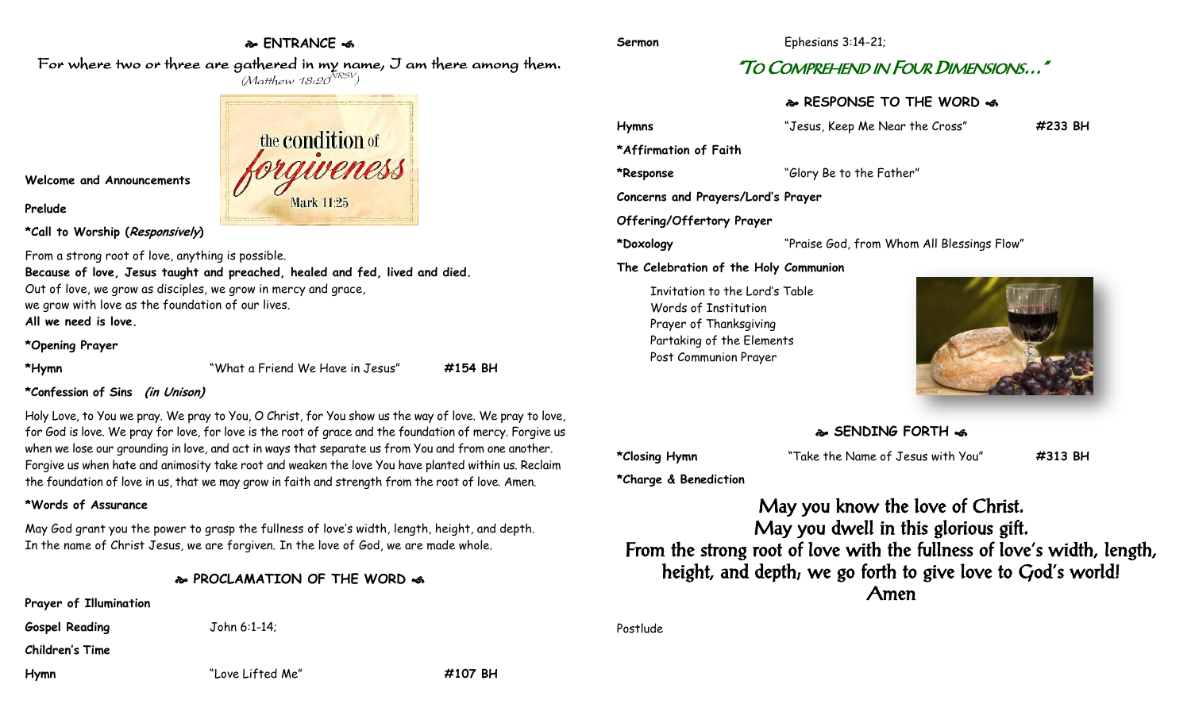## ENTRANCE

For where two or three are gathered in my name, I am there among them.
(Matthew 18:20 NRSV)

the condition of forgiveness
Mark 11:25

**Welcome and Announcements**

**Prelude**

***Call to Worship (*Responsively*)**

From a strong root of love, anything is possible.
**Because of love, Jesus taught and preached, healed and fed, lived and died.**
Out of love, we grow as disciples, we grow in mercy and grace,
we grow with love as the foundation of our lives.
**All we need is love.**

***Opening Prayer**

***Hymn** "What a Friend We Have in Jesus" **#154 BH**

***Confession of Sins *(in Unison)***

Holy Love, to You we pray. We pray to You, O Christ, for You show us the way of love. We pray to love, for God is love. We pray for love, for love is the root of grace and the foundation of mercy. Forgive us when we lose our grounding in love, and act in ways that separate us from You and from one another. Forgive us when hate and animosity take root and weaken the love You have planted within us. Reclaim the foundation of love in us, that we may grow in faith and strength from the root of love. Amen.

***Words of Assurance**

May God grant you the power to grasp the fullness of love's width, length, height, and depth.
In the name of Christ Jesus, we are forgiven. In the love of God, we are made whole.

## PROCLAMATION OF THE WORD

**Prayer of Illumination**

**Gospel Reading** John 6:1-14;

**Children's Time**

**Hymn** "Love Lifted Me" **#107 BH**

**Sermon** Ephesians 3:14-21;

## "To Comprehend in Four Dimensions…"

## RESPONSE TO THE WORD

**Hymns** "Jesus, Keep Me Near the Cross" **#233 BH**

***Affirmation of Faith**

***Response** "Glory Be to the Father"

**Concerns and Prayers/Lord's Prayer**

**Offering/Offertory Prayer**

***Doxology** "Praise God, from Whom All Blessings Flow"

**The Celebration of the Holy Communion**

- Invitation to the Lord's Table
- Words of Institution
- Prayer of Thanksgiving
- Partaking of the Elements
- Post Communion Prayer

## SENDING FORTH

***Closing Hymn** "Take the Name of Jesus with You" **#313 BH**

***Charge & Benediction**

May you know the love of Christ.
May you dwell in this glorious gift.
From the strong root of love with the fullness of love's width, length, height, and depth, we go forth to give love to God's world!
Amen

Postlude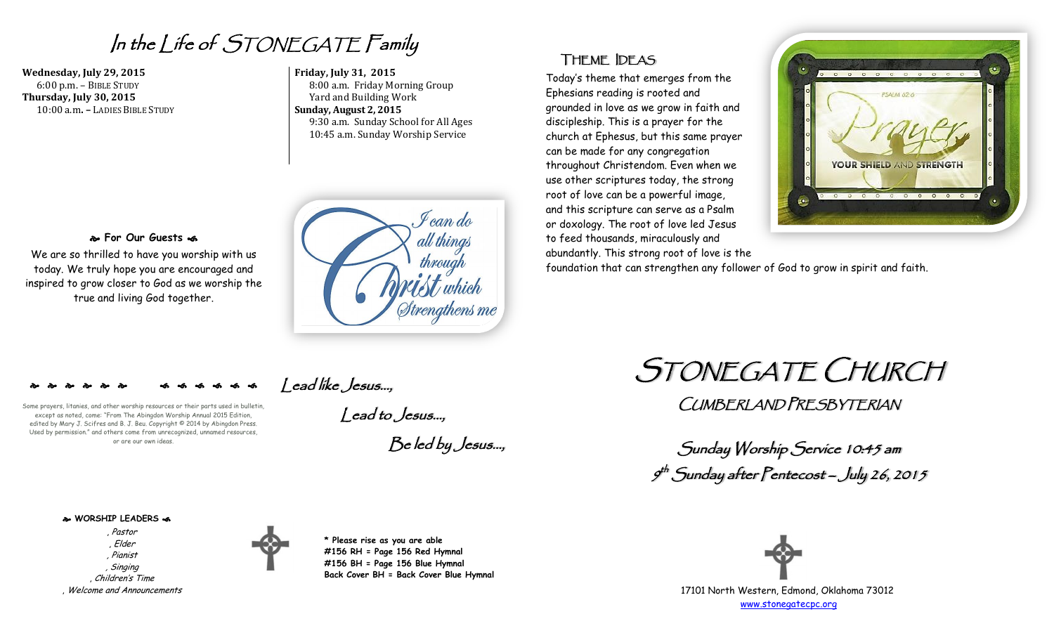# In the Life of STONEGATE Family

**Wednesday, July 29, 2015**
6:00 p.m. – BIBLE STUDY
**Thursday, July 30, 2015**
10:00 a.m. – LADIES BIBLE STUDY

**Friday, July 31, 2015**
8:00 a.m. Friday Morning Group
Yard and Building Work
**Sunday, August 2, 2015**
9:30 a.m. Sunday School for All Ages
10:45 a.m. Sunday Worship Service

**For Our Guests**

We are so thrilled to have you worship with us today. We truly hope you are encouraged and inspired to grow closer to God as we worship the true and living God together.

I can do all things through Christ which Strengthens me

Some prayers, litanies, and other worship resources or their parts used in bulletin, except as noted, come: "From The Abingdon Worship Annual 2015 Edition, edited by Mary J. Scifres and B. J. Beu. Copyright © 2014 by Abingdon Press. Used by permission." and others come from unrecognized, unnamed resources, or are our own ideas.

*Lead like Jesus...,*

*Lead to Jesus...,*

*Be led by Jesus...,*

**WORSHIP LEADERS**

*, Pastor*
*, Elder*
*, Pianist*
*, Singing*
*, Children's Time*
*, Welcome and Announcements*

**\* Please rise as you are able**
**#156 RH = Page 156 Red Hymnal**
**#156 BH = Page 156 Blue Hymnal**
**Back Cover BH = Back Cover Blue Hymnal**

## THEME IDEAS

Today's theme that emerges from the Ephesians reading is rooted and grounded in love as we grow in faith and discipleship. This is a prayer for the church at Ephesus, but this same prayer can be made for any congregation throughout Christendom. Even when we use other scriptures today, the strong root of love can be a powerful image, and this scripture can serve as a Psalm or doxology. The root of love led Jesus to feed thousands, miraculously and abundantly. This strong root of love is the foundation that can strengthen any follower of God to grow in spirit and faith.

PSALM 62:6
Prayer
YOUR SHIELD AND STRENGTH

# STONEGATE CHURCH

## CUMBERLAND PRESBYTERIAN

*Sunday Worship Service 10:45 am*

*9th Sunday after Pentecost – July 26, 2015*

17101 North Western, Edmond, Oklahoma 73012
www.stonegatecpc.org